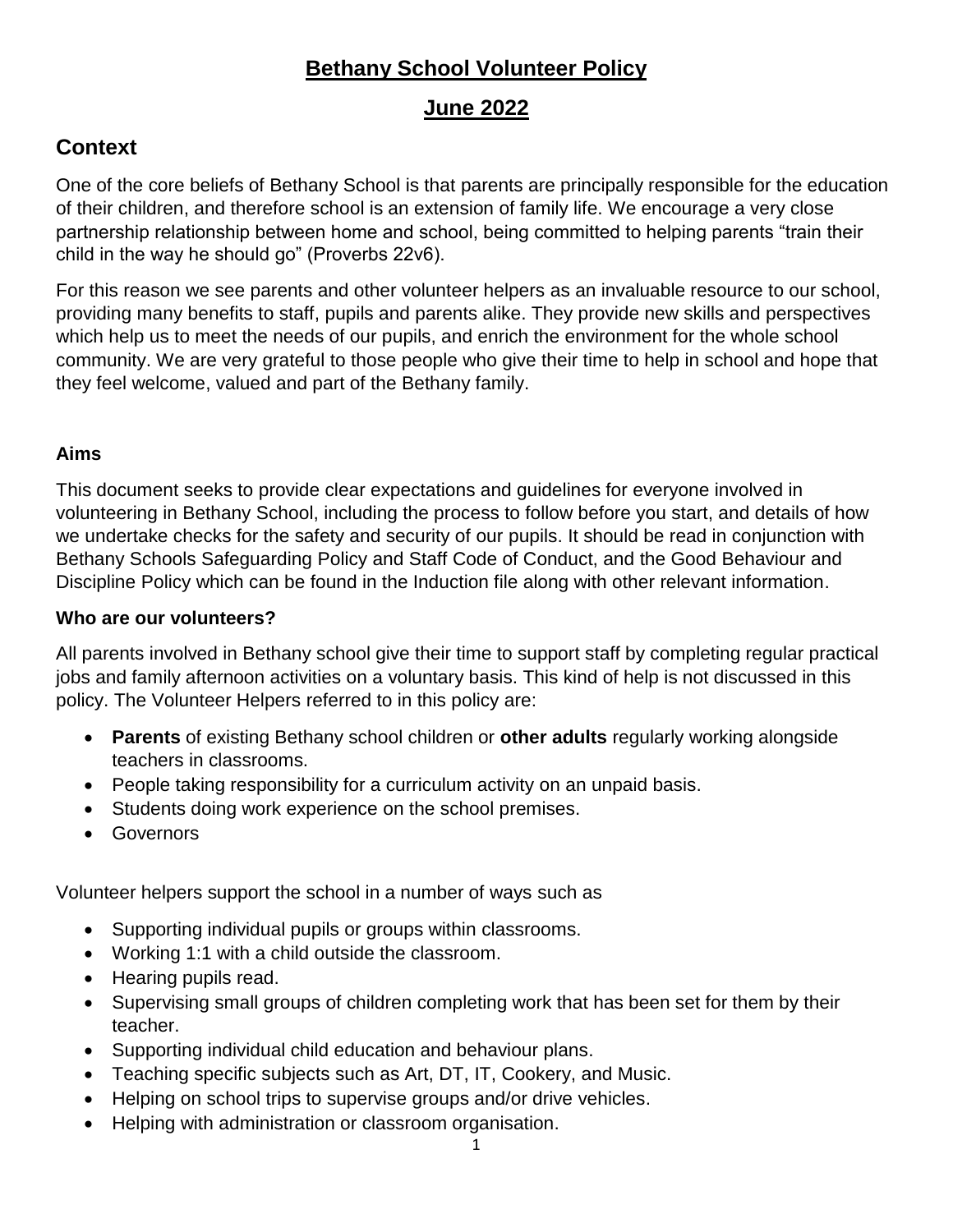# Bethany School Volunteer Policy

## June 2022

## Context

One of the core beliefs of Bethany School is that parents are principally responsible for the education of their children, and therefore school is an extension of family life. We encourage a very close partnership relationship between home and school, being committed to helping parents "train their child in the way he should go" (Proverbs 22v6).

For this reason we see parents and other volunteer helpers as an invaluable resource to our school, providing many benefits to staff, pupils and parents alike. They provide new skills and perspectives which help us to meet the needs of our pupils, and enrich the environment for the whole school community. We are very grateful to those people who give their time to help in school and hope that they feel welcome, valued and part of the Bethany family.

### Aims

This document seeks to provide clear expectations and guidelines for everyone involved in volunteering in Bethany School, including the process to follow before you start, and details of how we undertake checks for the safety and security of our pupils. It should be read in conjunction with Bethany Schools Safeguarding Policy and Staff Code of Conduct, and the Good Behaviour and Discipline Policy which can be found in the Induction file along with other relevant information.

### Who are our volunteers?

All parents involved in Bethany school give their time to support staff by completing regular practical jobs and family afternoon activities on a voluntary basis. This kind of help is not discussed in this policy. The Volunteer Helpers referred to in this policy are:

- **Parents** of existing Bethany school children or **other adults** regularly working alongside teachers in classrooms.
- People taking responsibility for a curriculum activity on an unpaid basis.
- Students doing work experience on the school premises.
- Governors

Volunteer helpers support the school in a number of ways such as

- Supporting individual pupils or groups within classrooms.
- Working 1:1 with a child outside the classroom.
- Hearing pupils read.
- Supervising small groups of children completing work that has been set for them by their teacher.
- Supporting individual child education and behaviour plans.
- Teaching specific subjects such as Art, DT, IT, Cookery, and Music.
- Helping on school trips to supervise groups and/or drive vehicles.
- Helping with administration or classroom organisation.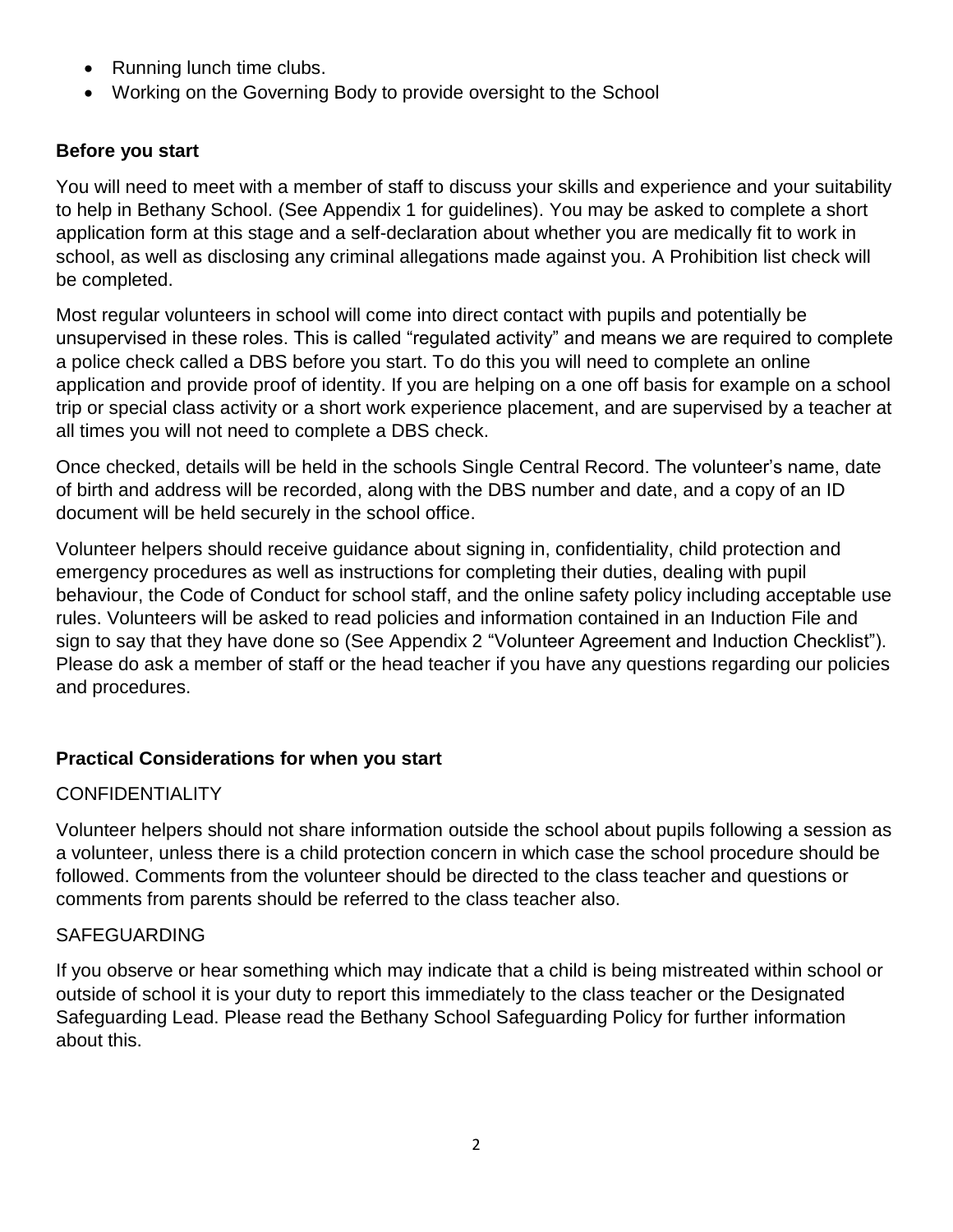- Running lunch time clubs.
- Working on the Governing Body to provide oversight to the School

**Before you start**

You will need to meet with a member of staff to discuss your skills and experience and your suitability to help in Bethany School. (See Appendix 1 for guidelines). You may be asked to complete a short application form at this stage and a self-declaration about whether you are medically fit to work in school, as well as disclosing any criminal allegations made against you. A Prohibition list check will be completed.

Most regular volunteers in school will come into direct contact with pupils and potentially be unsupervised in these roles. This is called "regulated activity" and means we are required to complete a police check called a DBS before you start. To do this you will need to complete an online application and provide proof of identity. If you are helping on a one off basis for example on a school trip or special class activity or a short work experience placement, and are supervised by a teacher at all times you will not need to complete a DBS check.

Once checked, details will be held in the schools Single Central Record. The volunteer's name, date of birth and address will be recorded, along with the DBS number and date, and a copy of an ID document will be held securely in the school office.

Volunteer helpers should receive guidance about signing in, confidentiality, child protection and emergency procedures as well as instructions for completing their duties, dealing with pupil behaviour, the Code of Conduct for school staff, and the online safety policy including acceptable use rules. Volunteers will be asked to read policies and information contained in an Induction File and sign to say that they have done so (See Appendix 2 "Volunteer Agreement and Induction Checklist"). Please do ask a member of staff or the head teacher if you have any questions regarding our policies and procedures.

**Practical Considerations for when you start**

CONFIDENTIALITY

Volunteer helpers should not share information outside the school about pupils following a session as a volunteer, unless there is a child protection concern in which case the school procedure should be followed. Comments from the volunteer should be directed to the class teacher and questions or comments from parents should be referred to the class teacher also.

SAFEGUARDING

If you observe or hear something which may indicate that a child is being mistreated within school or outside of school it is your duty to report this immediately to the class teacher or the Designated Safeguarding Lead. Please read the Bethany School Safeguarding Policy for further information about this.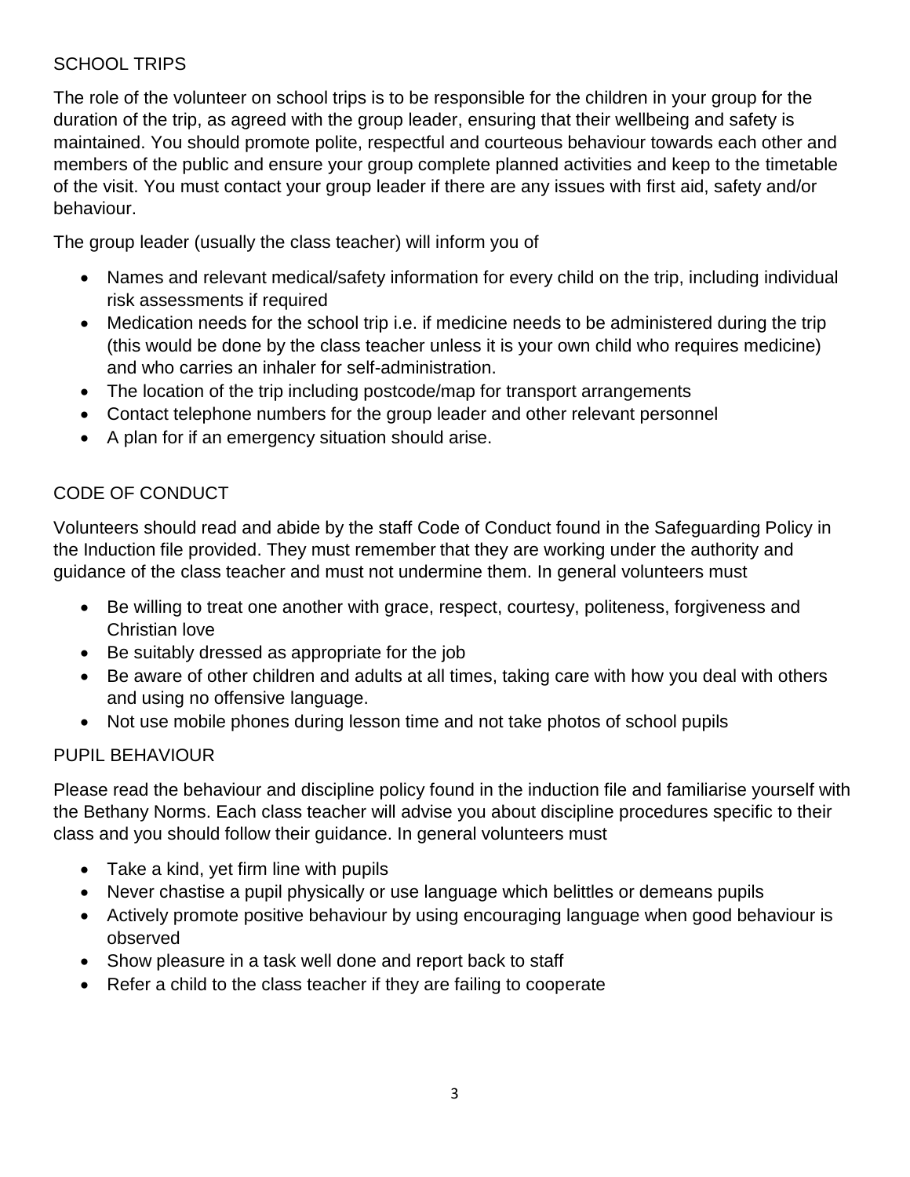## SCHOOL TRIPS

The role of the volunteer on school trips is to be responsible for the children in your group for the duration of the trip, as agreed with the group leader, ensuring that their wellbeing and safety is maintained. You should promote polite, respectful and courteous behaviour towards each other and members of the public and ensure your group complete planned activities and keep to the timetable of the visit. You must contact your group leader if there are any issues with first aid, safety and/or behaviour.

The group leader (usually the class teacher) will inform you of

- Names and relevant medical/safety information for every child on the trip, including individual risk assessments if required
- Medication needs for the school trip i.e. if medicine needs to be administered during the trip (this would be done by the class teacher unless it is your own child who requires medicine) and who carries an inhaler for self-administration.
- The location of the trip including postcode/map for transport arrangements
- Contact telephone numbers for the group leader and other relevant personnel
- A plan for if an emergency situation should arise.

## CODE OF CONDUCT

Volunteers should read and abide by the staff Code of Conduct found in the Safeguarding Policy in the Induction file provided. They must remember that they are working under the authority and guidance of the class teacher and must not undermine them. In general volunteers must

- Be willing to treat one another with grace, respect, courtesy, politeness, forgiveness and Christian love
- Be suitably dressed as appropriate for the job
- Be aware of other children and adults at all times, taking care with how you deal with others and using no offensive language.
- Not use mobile phones during lesson time and not take photos of school pupils

## PUPIL BEHAVIOUR

Please read the behaviour and discipline policy found in the induction file and familiarise yourself with the Bethany Norms. Each class teacher will advise you about discipline procedures specific to their class and you should follow their guidance. In general volunteers must

- Take a kind, yet firm line with pupils
- Never chastise a pupil physically or use language which belittles or demeans pupils
- Actively promote positive behaviour by using encouraging language when good behaviour is observed
- Show pleasure in a task well done and report back to staff
- Refer a child to the class teacher if they are failing to cooperate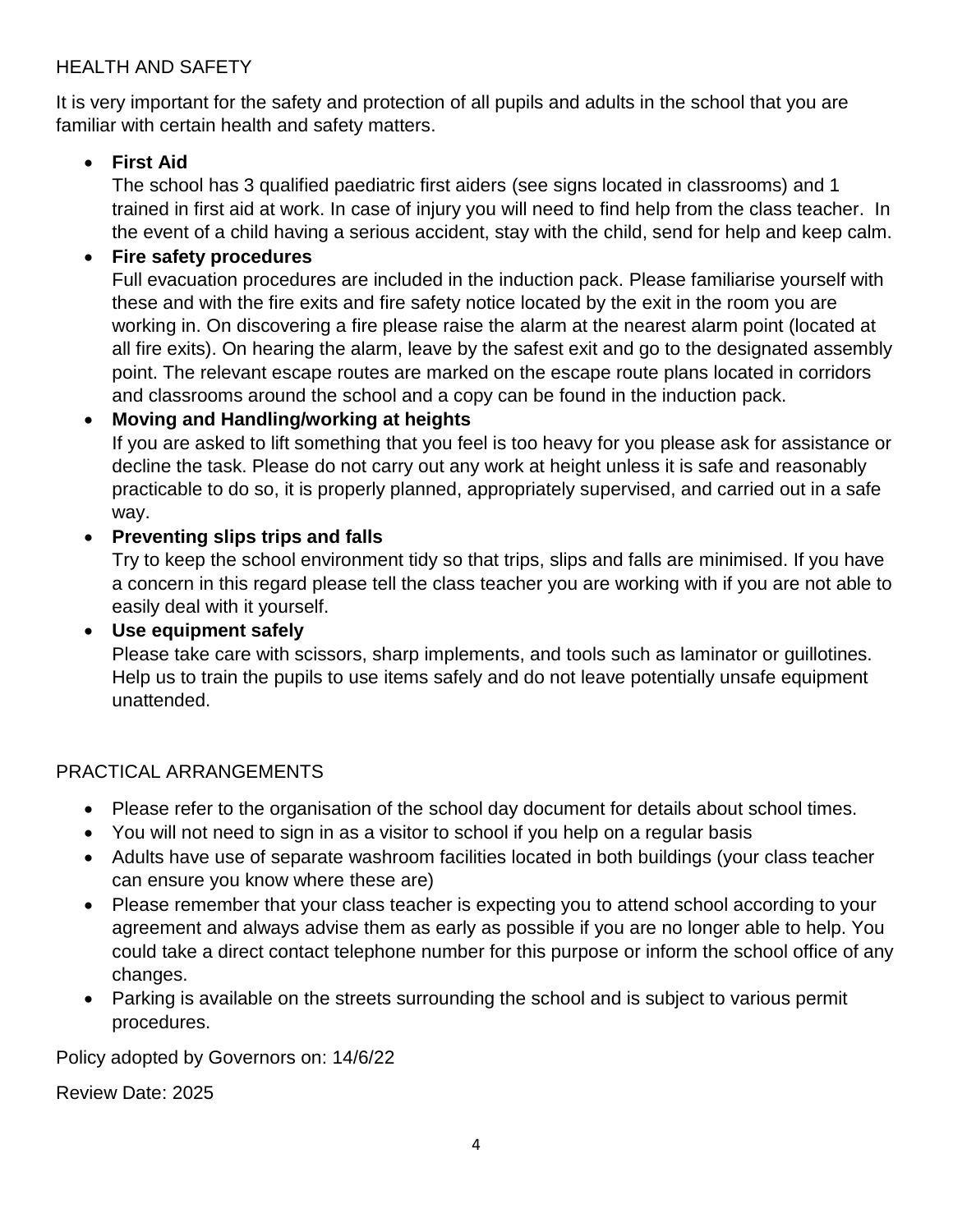## HEALTH AND SAFETY

It is very important for the safety and protection of all pupils and adults in the school that you are familiar with certain health and safety matters.

- **First Aid**
  The school has 3 qualified paediatric first aiders (see signs located in classrooms) and 1 trained in first aid at work. In case of injury you will need to find help from the class teacher. In the event of a child having a serious accident, stay with the child, send for help and keep calm.
- **Fire safety procedures**
  Full evacuation procedures are included in the induction pack. Please familiarise yourself with these and with the fire exits and fire safety notice located by the exit in the room you are working in. On discovering a fire please raise the alarm at the nearest alarm point (located at all fire exits). On hearing the alarm, leave by the safest exit and go to the designated assembly point. The relevant escape routes are marked on the escape route plans located in corridors and classrooms around the school and a copy can be found in the induction pack.
- **Moving and Handling/working at heights**
  If you are asked to lift something that you feel is too heavy for you please ask for assistance or decline the task. Please do not carry out any work at height unless it is safe and reasonably practicable to do so, it is properly planned, appropriately supervised, and carried out in a safe way.
- **Preventing slips trips and falls**
  Try to keep the school environment tidy so that trips, slips and falls are minimised. If you have a concern in this regard please tell the class teacher you are working with if you are not able to easily deal with it yourself.
- **Use equipment safely**
  Please take care with scissors, sharp implements, and tools such as laminator or guillotines. Help us to train the pupils to use items safely and do not leave potentially unsafe equipment unattended.

## PRACTICAL ARRANGEMENTS

- Please refer to the organisation of the school day document for details about school times.
- You will not need to sign in as a visitor to school if you help on a regular basis
- Adults have use of separate washroom facilities located in both buildings (your class teacher can ensure you know where these are)
- Please remember that your class teacher is expecting you to attend school according to your agreement and always advise them as early as possible if you are no longer able to help. You could take a direct contact telephone number for this purpose or inform the school office of any changes.
- Parking is available on the streets surrounding the school and is subject to various permit procedures.

Policy adopted by Governors on: 14/6/22

Review Date: 2025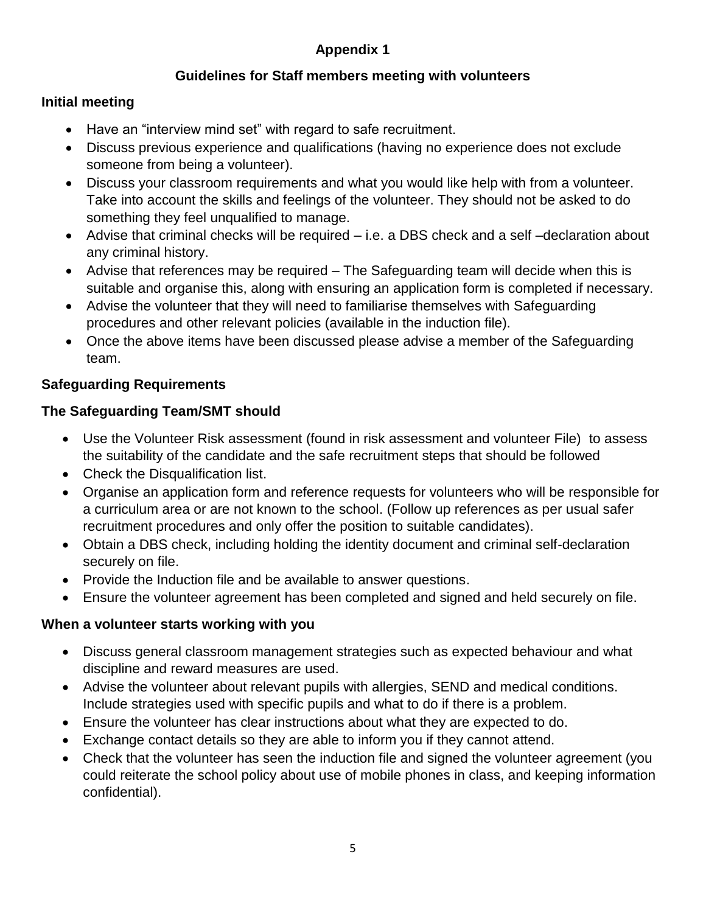# Appendix 1

## Guidelines for Staff members meeting with volunteers

### Initial meeting

- Have an "interview mind set" with regard to safe recruitment.
- Discuss previous experience and qualifications (having no experience does not exclude someone from being a volunteer).
- Discuss your classroom requirements and what you would like help with from a volunteer. Take into account the skills and feelings of the volunteer. They should not be asked to do something they feel unqualified to manage.
- Advise that criminal checks will be required – i.e. a DBS check and a self –declaration about any criminal history.
- Advise that references may be required – The Safeguarding team will decide when this is suitable and organise this, along with ensuring an application form is completed if necessary.
- Advise the volunteer that they will need to familiarise themselves with Safeguarding procedures and other relevant policies (available in the induction file).
- Once the above items have been discussed please advise a member of the Safeguarding team.

### Safeguarding Requirements

### The Safeguarding Team/SMT should

- Use the Volunteer Risk assessment (found in risk assessment and volunteer File) to assess the suitability of the candidate and the safe recruitment steps that should be followed
- Check the Disqualification list.
- Organise an application form and reference requests for volunteers who will be responsible for a curriculum area or are not known to the school. (Follow up references as per usual safer recruitment procedures and only offer the position to suitable candidates).
- Obtain a DBS check, including holding the identity document and criminal self-declaration securely on file.
- Provide the Induction file and be available to answer questions.
- Ensure the volunteer agreement has been completed and signed and held securely on file.

### When a volunteer starts working with you

- Discuss general classroom management strategies such as expected behaviour and what discipline and reward measures are used.
- Advise the volunteer about relevant pupils with allergies, SEND and medical conditions. Include strategies used with specific pupils and what to do if there is a problem.
- Ensure the volunteer has clear instructions about what they are expected to do.
- Exchange contact details so they are able to inform you if they cannot attend.
- Check that the volunteer has seen the induction file and signed the volunteer agreement (you could reiterate the school policy about use of mobile phones in class, and keeping information confidential).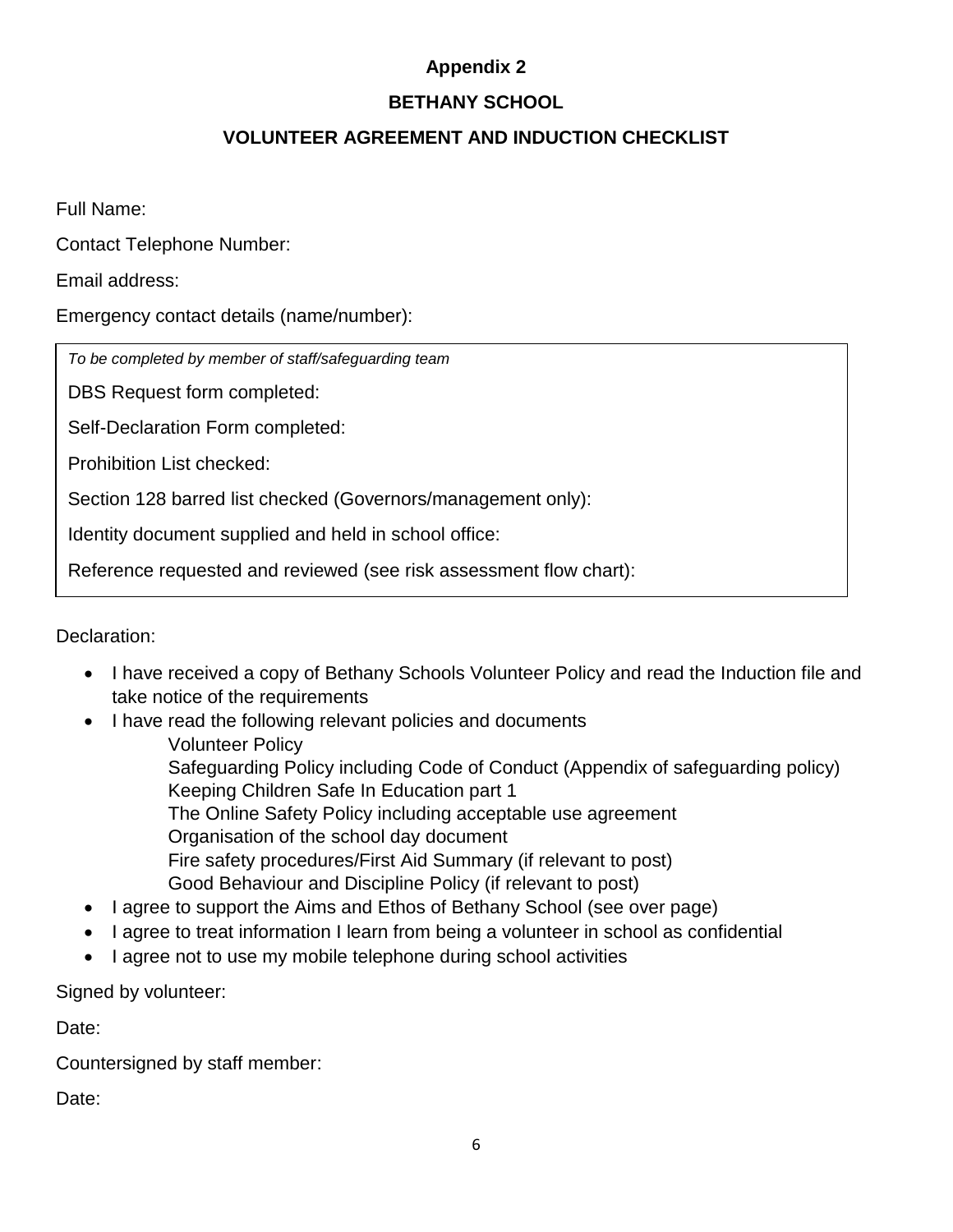**Appendix 2**

**BETHANY SCHOOL**

**VOLUNTEER AGREEMENT AND INDUCTION CHECKLIST**

Full Name:

Contact Telephone Number:

Email address:

Emergency contact details (name/number):

*To be completed by member of staff/safeguarding team*

DBS Request form completed:

Self-Declaration Form completed:

Prohibition List checked:

Section 128 barred list checked (Governors/management only):

Identity document supplied and held in school office:

Reference requested and reviewed (see risk assessment flow chart):

Declaration:

- I have received a copy of Bethany Schools Volunteer Policy and read the Induction file and take notice of the requirements
- I have read the following relevant policies and documents
  - Volunteer Policy
  - Safeguarding Policy including Code of Conduct (Appendix of safeguarding policy)
  - Keeping Children Safe In Education part 1
  - The Online Safety Policy including acceptable use agreement
  - Organisation of the school day document
  - Fire safety procedures/First Aid Summary (if relevant to post)
  - Good Behaviour and Discipline Policy (if relevant to post)
- I agree to support the Aims and Ethos of Bethany School (see over page)
- I agree to treat information I learn from being a volunteer in school as confidential
- I agree not to use my mobile telephone during school activities

Signed by volunteer:

Date:

Countersigned by staff member:

Date: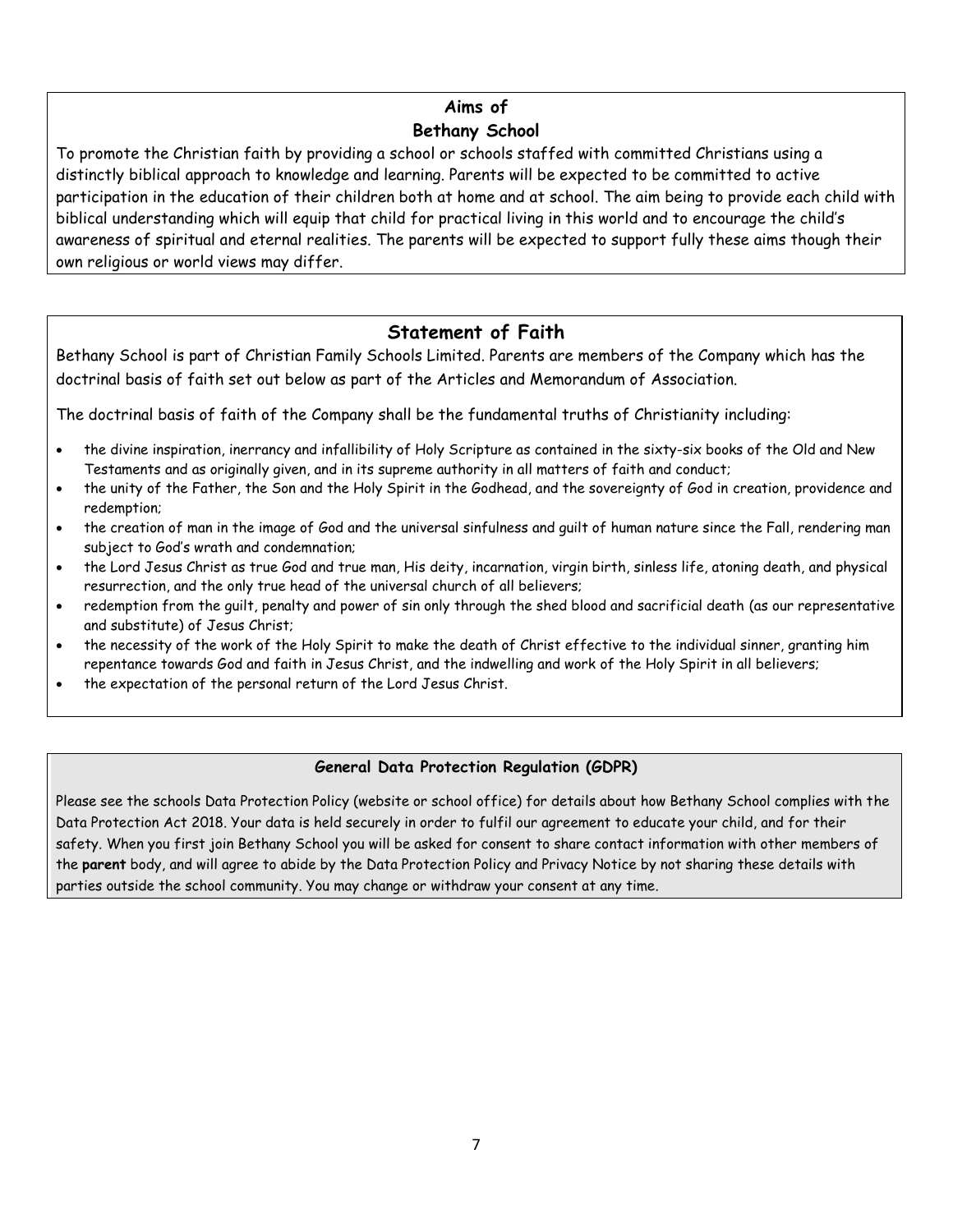## Aims of
## Bethany School

To promote the Christian faith by providing a school or schools staffed with committed Christians using a distinctly biblical approach to knowledge and learning. Parents will be expected to be committed to active participation in the education of their children both at home and at school. The aim being to provide each child with biblical understanding which will equip that child for practical living in this world and to encourage the child's awareness of spiritual and eternal realities. The parents will be expected to support fully these aims though their own religious or world views may differ.

## Statement of Faith

Bethany School is part of Christian Family Schools Limited. Parents are members of the Company which has the doctrinal basis of faith set out below as part of the Articles and Memorandum of Association.

The doctrinal basis of faith of the Company shall be the fundamental truths of Christianity including:

- the divine inspiration, inerrancy and infallibility of Holy Scripture as contained in the sixty-six books of the Old and New Testaments and as originally given, and in its supreme authority in all matters of faith and conduct;
- the unity of the Father, the Son and the Holy Spirit in the Godhead, and the sovereignty of God in creation, providence and redemption;
- the creation of man in the image of God and the universal sinfulness and guilt of human nature since the Fall, rendering man subject to God's wrath and condemnation;
- the Lord Jesus Christ as true God and true man, His deity, incarnation, virgin birth, sinless life, atoning death, and physical resurrection, and the only true head of the universal church of all believers;
- redemption from the guilt, penalty and power of sin only through the shed blood and sacrificial death (as our representative and substitute) of Jesus Christ;
- the necessity of the work of the Holy Spirit to make the death of Christ effective to the individual sinner, granting him repentance towards God and faith in Jesus Christ, and the indwelling and work of the Holy Spirit in all believers;
- the expectation of the personal return of the Lord Jesus Christ.

### General Data Protection Regulation (GDPR)

Please see the schools Data Protection Policy (website or school office) for details about how Bethany School complies with the Data Protection Act 2018. Your data is held securely in order to fulfil our agreement to educate your child, and for their safety. When you first join Bethany School you will be asked for consent to share contact information with other members of the **parent** body, and will agree to abide by the Data Protection Policy and Privacy Notice by not sharing these details with parties outside the school community. You may change or withdraw your consent at any time.